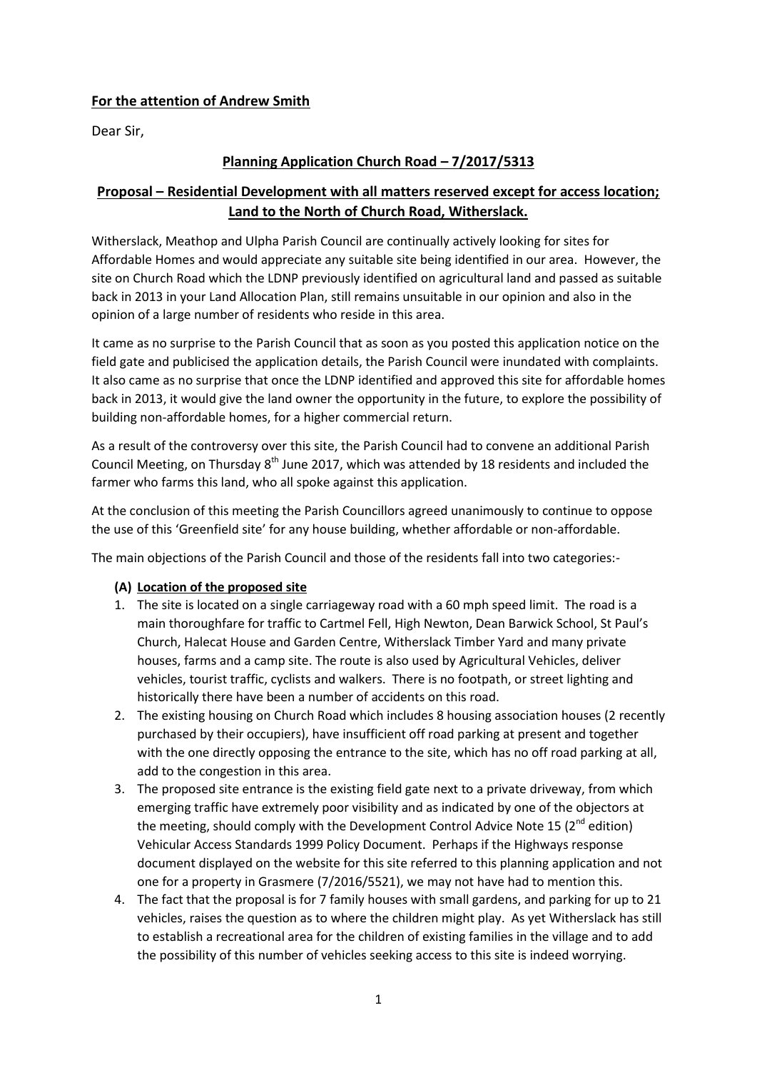**For the attention of Andrew Smith**

Dear Sir,

**Planning Application Church Road – 7/2017/5313**

**Proposal – Residential Development with all matters reserved except for access location; Land to the North of Church Road, Witherslack.**

Witherslack, Meathop and Ulpha Parish Council are continually actively looking for sites for Affordable Homes and would appreciate any suitable site being identified in our area. However, the site on Church Road which the LDNP previously identified on agricultural land and passed as suitable back in 2013 in your Land Allocation Plan, still remains unsuitable in our opinion and also in the opinion of a large number of residents who reside in this area.

It came as no surprise to the Parish Council that as soon as you posted this application notice on the field gate and publicised the application details, the Parish Council were inundated with complaints. It also came as no surprise that once the LDNP identified and approved this site for affordable homes back in 2013, it would give the land owner the opportunity in the future, to explore the possibility of building non-affordable homes, for a higher commercial return.

As a result of the controversy over this site, the Parish Council had to convene an additional Parish Council Meeting, on Thursday 8th June 2017, which was attended by 18 residents and included the farmer who farms this land, who all spoke against this application.

At the conclusion of this meeting the Parish Councillors agreed unanimously to continue to oppose the use of this 'Greenfield site' for any house building, whether affordable or non-affordable.

The main objections of the Parish Council and those of the residents fall into two categories:-

**(A) Location of the proposed site**

1. The site is located on a single carriageway road with a 60 mph speed limit. The road is a main thoroughfare for traffic to Cartmel Fell, High Newton, Dean Barwick School, St Paul's Church, Halecat House and Garden Centre, Witherslack Timber Yard and many private houses, farms and a camp site. The route is also used by Agricultural Vehicles, deliver vehicles, tourist traffic, cyclists and walkers. There is no footpath, or street lighting and historically there have been a number of accidents on this road.
2. The existing housing on Church Road which includes 8 housing association houses (2 recently purchased by their occupiers), have insufficient off road parking at present and together with the one directly opposing the entrance to the site, which has no off road parking at all, add to the congestion in this area.
3. The proposed site entrance is the existing field gate next to a private driveway, from which emerging traffic have extremely poor visibility and as indicated by one of the objectors at the meeting, should comply with the Development Control Advice Note 15 (2nd edition) Vehicular Access Standards 1999 Policy Document. Perhaps if the Highways response document displayed on the website for this site referred to this planning application and not one for a property in Grasmere (7/2016/5521), we may not have had to mention this.
4. The fact that the proposal is for 7 family houses with small gardens, and parking for up to 21 vehicles, raises the question as to where the children might play. As yet Witherslack has still to establish a recreational area for the children of existing families in the village and to add the possibility of this number of vehicles seeking access to this site is indeed worrying.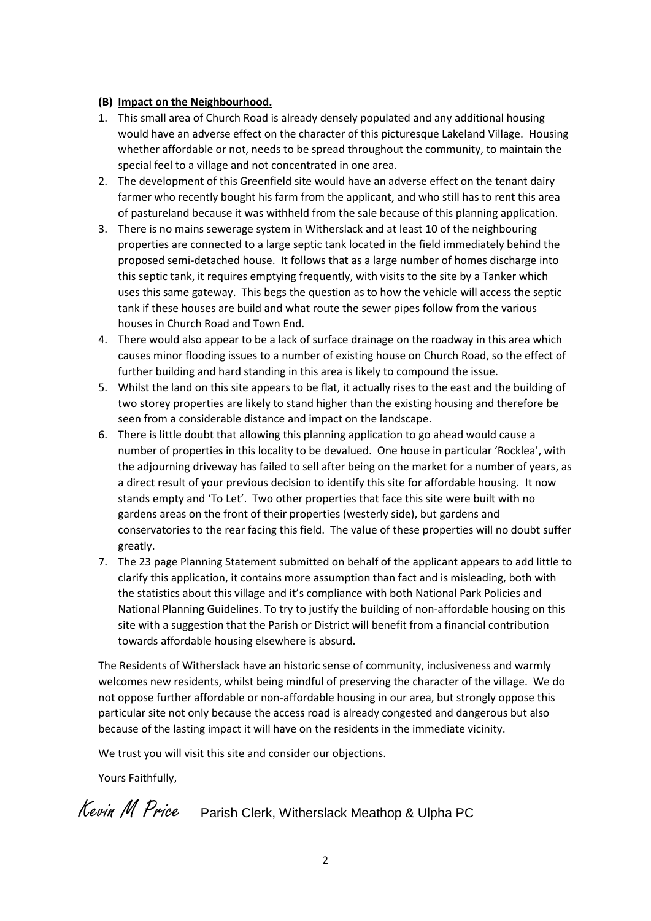**(B) Impact on the Neighbourhood.**

1. This small area of Church Road is already densely populated and any additional housing would have an adverse effect on the character of this picturesque Lakeland Village. Housing whether affordable or not, needs to be spread throughout the community, to maintain the special feel to a village and not concentrated in one area.
2. The development of this Greenfield site would have an adverse effect on the tenant dairy farmer who recently bought his farm from the applicant, and who still has to rent this area of pastureland because it was withheld from the sale because of this planning application.
3. There is no mains sewerage system in Witherslack and at least 10 of the neighbouring properties are connected to a large septic tank located in the field immediately behind the proposed semi-detached house. It follows that as a large number of homes discharge into this septic tank, it requires emptying frequently, with visits to the site by a Tanker which uses this same gateway. This begs the question as to how the vehicle will access the septic tank if these houses are build and what route the sewer pipes follow from the various houses in Church Road and Town End.
4. There would also appear to be a lack of surface drainage on the roadway in this area which causes minor flooding issues to a number of existing house on Church Road, so the effect of further building and hard standing in this area is likely to compound the issue.
5. Whilst the land on this site appears to be flat, it actually rises to the east and the building of two storey properties are likely to stand higher than the existing housing and therefore be seen from a considerable distance and impact on the landscape.
6. There is little doubt that allowing this planning application to go ahead would cause a number of properties in this locality to be devalued. One house in particular 'Rocklea', with the adjourning driveway has failed to sell after being on the market for a number of years, as a direct result of your previous decision to identify this site for affordable housing. It now stands empty and 'To Let'. Two other properties that face this site were built with no gardens areas on the front of their properties (westerly side), but gardens and conservatories to the rear facing this field. The value of these properties will no doubt suffer greatly.
7. The 23 page Planning Statement submitted on behalf of the applicant appears to add little to clarify this application, it contains more assumption than fact and is misleading, both with the statistics about this village and it's compliance with both National Park Policies and National Planning Guidelines. To try to justify the building of non-affordable housing on this site with a suggestion that the Parish or District will benefit from a financial contribution towards affordable housing elsewhere is absurd.

The Residents of Witherslack have an historic sense of community, inclusiveness and warmly welcomes new residents, whilst being mindful of preserving the character of the village. We do not oppose further affordable or non-affordable housing in our area, but strongly oppose this particular site not only because the access road is already congested and dangerous but also because of the lasting impact it will have on the residents in the immediate vicinity.

We trust you will visit this site and consider our objections.

Yours Faithfully,

*Kevin M Price* Parish Clerk, Witherslack Meathop & Ulpha PC